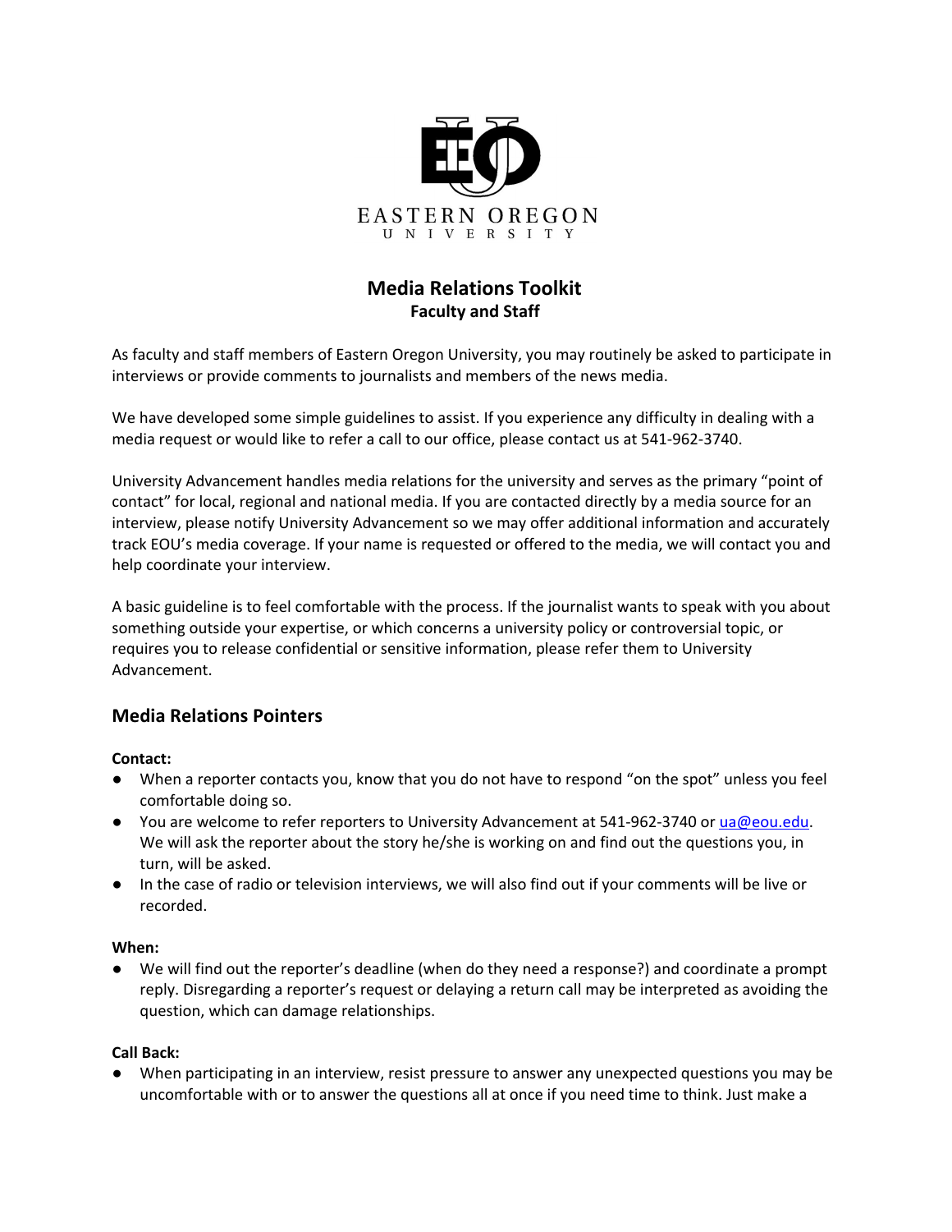EASTERN OREGON
UNIVERSITY

# Media Relations Toolkit

## Faculty and Staff

As faculty and staff members of Eastern Oregon University, you may routinely be asked to participate in interviews or provide comments to journalists and members of the news media.

We have developed some simple guidelines to assist. If you experience any difficulty in dealing with a media request or would like to refer a call to our office, please contact us at 541-962-3740.

University Advancement handles media relations for the university and serves as the primary "point of contact" for local, regional and national media. If you are contacted directly by a media source for an interview, please notify University Advancement so we may offer additional information and accurately track EOU's media coverage. If your name is requested or offered to the media, we will contact you and help coordinate your interview.

A basic guideline is to feel comfortable with the process. If the journalist wants to speak with you about something outside your expertise, or which concerns a university policy or controversial topic, or requires you to release confidential or sensitive information, please refer them to University Advancement.

## Media Relations Pointers

**Contact:**

- When a reporter contacts you, know that you do not have to respond "on the spot" unless you feel comfortable doing so.
- You are welcome to refer reporters to University Advancement at 541-962-3740 or [ua@eou.edu](mailto:ua@eou.edu). We will ask the reporter about the story he/she is working on and find out the questions you, in turn, will be asked.
- In the case of radio or television interviews, we will also find out if your comments will be live or recorded.

**When:**

- We will find out the reporter's deadline (when do they need a response?) and coordinate a prompt reply. Disregarding a reporter's request or delaying a return call may be interpreted as avoiding the question, which can damage relationships.

**Call Back:**

- When participating in an interview, resist pressure to answer any unexpected questions you may be uncomfortable with or to answer the questions all at once if you need time to think. Just make a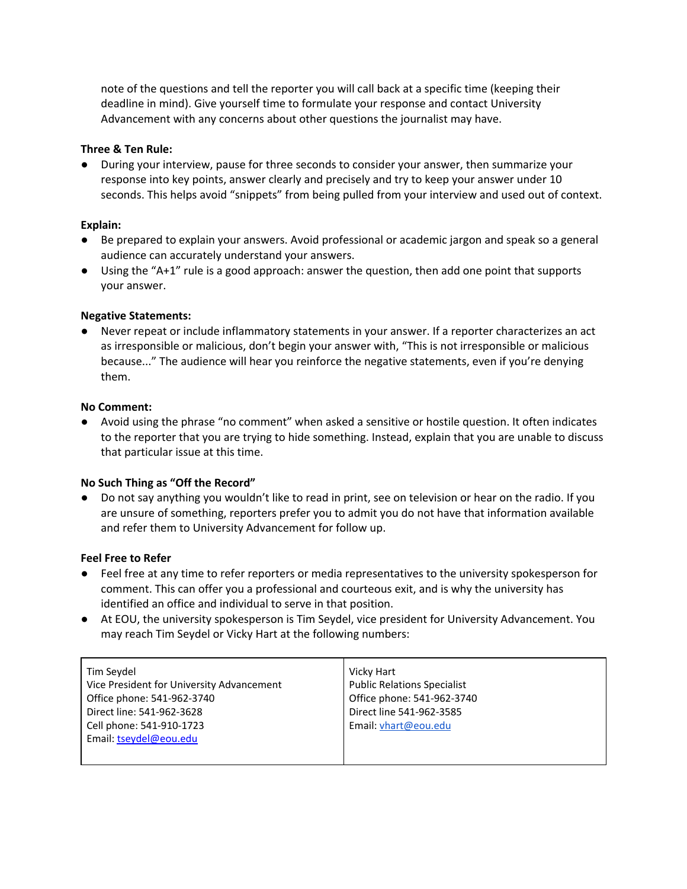note of the questions and tell the reporter you will call back at a specific time (keeping their deadline in mind). Give yourself time to formulate your response and contact University Advancement with any concerns about other questions the journalist may have.

**Three & Ten Rule:**

- During your interview, pause for three seconds to consider your answer, then summarize your response into key points, answer clearly and precisely and try to keep your answer under 10 seconds. This helps avoid "snippets" from being pulled from your interview and used out of context.

**Explain:**

- Be prepared to explain your answers. Avoid professional or academic jargon and speak so a general audience can accurately understand your answers.
- Using the "A+1" rule is a good approach: answer the question, then add one point that supports your answer.

**Negative Statements:**

- Never repeat or include inflammatory statements in your answer. If a reporter characterizes an act as irresponsible or malicious, don't begin your answer with, "This is not irresponsible or malicious because..." The audience will hear you reinforce the negative statements, even if you're denying them.

**No Comment:**

- Avoid using the phrase "no comment" when asked a sensitive or hostile question. It often indicates to the reporter that you are trying to hide something. Instead, explain that you are unable to discuss that particular issue at this time.

**No Such Thing as "Off the Record"**

- Do not say anything you wouldn't like to read in print, see on television or hear on the radio. If you are unsure of something, reporters prefer you to admit you do not have that information available and refer them to University Advancement for follow up.

**Feel Free to Refer**

- Feel free at any time to refer reporters or media representatives to the university spokesperson for comment. This can offer you a professional and courteous exit, and is why the university has identified an office and individual to serve in that position.
- At EOU, the university spokesperson is Tim Seydel, vice president for University Advancement. You may reach Tim Seydel or Vicky Hart at the following numbers:

| | |
|---|---|
| Tim Seydel<br>Vice President for University Advancement<br>Office phone: 541-962-3740<br>Direct line: 541-962-3628<br>Cell phone: 541-910-1723<br>Email: tseydel@eou.edu | Vicky Hart<br>Public Relations Specialist<br>Office phone: 541-962-3740<br>Direct line 541-962-3585<br>Email: vhart@eou.edu |